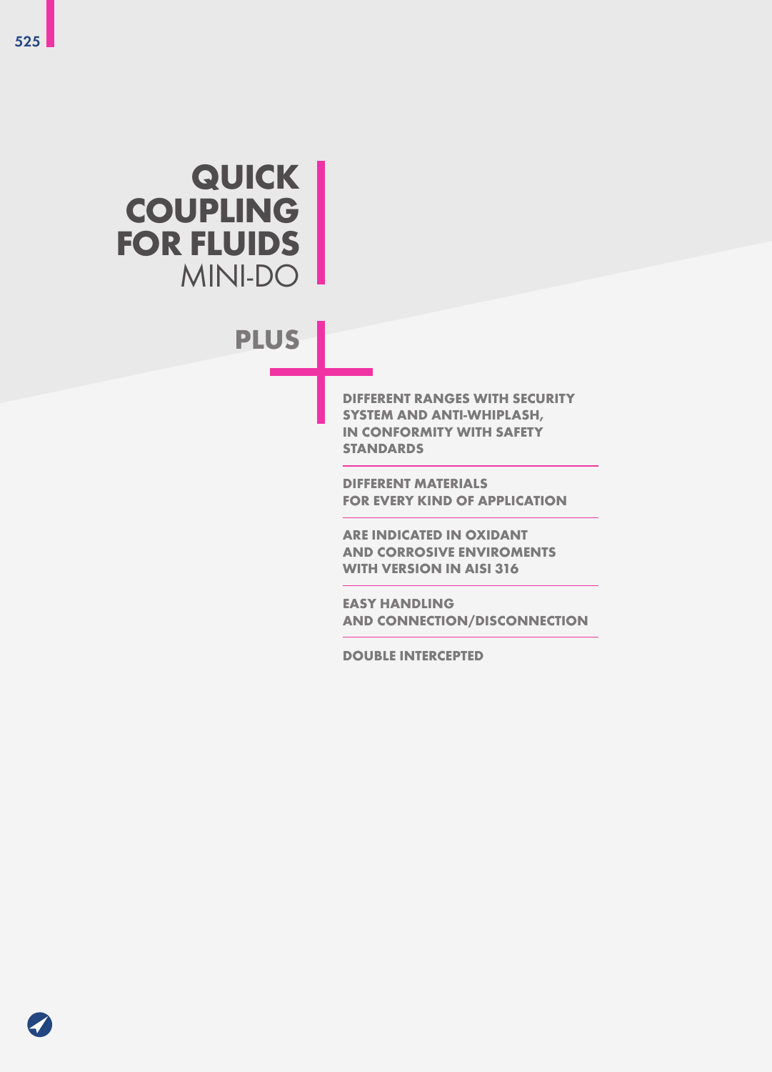# QUICK COUPLING FOR FLUIDS
MINI-DO

## PLUS

- **DIFFERENT RANGES WITH SECURITY SYSTEM AND ANTI-WHIPLASH, IN CONFORMITY WITH SAFETY STANDARDS**
- **DIFFERENT MATERIALS FOR EVERY KIND OF APPLICATION**
- **ARE INDICATED IN OXIDANT AND CORROSIVE ENVIROMENTS WITH VERSION IN AISI 316**
- **EASY HANDLING AND CONNECTION/DISCONNECTION**
- **DOUBLE INTERCEPTED**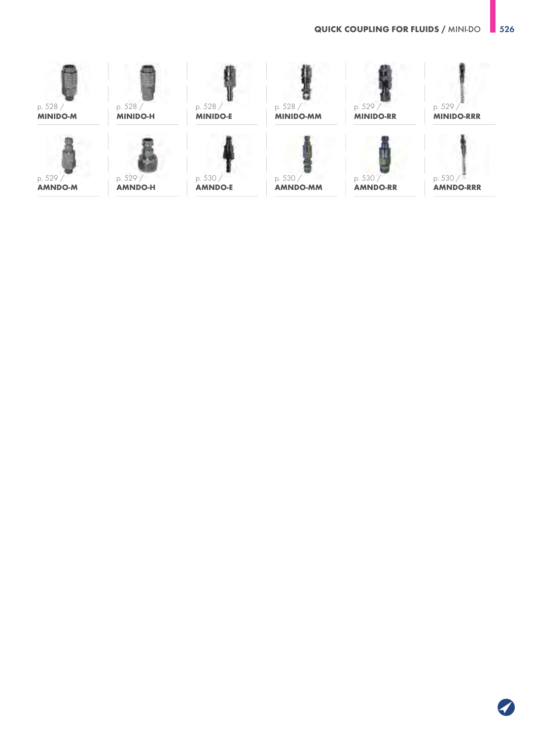p. 528 / **MINIDO-M**

p. 528 / **MINIDO-H**

p. 528 / **MINIDO-E**

p. 528 / **MINIDO-MM**

p. 529 / **MINIDO-RR**

p. 529 / **MINIDO-RRR**

p. 529 / **AMNDO-M**

p. 529 / **AMNDO-H**

p. 530 / **AMNDO-E**

p. 530 / **AMNDO-MM**

p. 530 / **AMNDO-RR**

p. 530 / **AMNDO-RRR**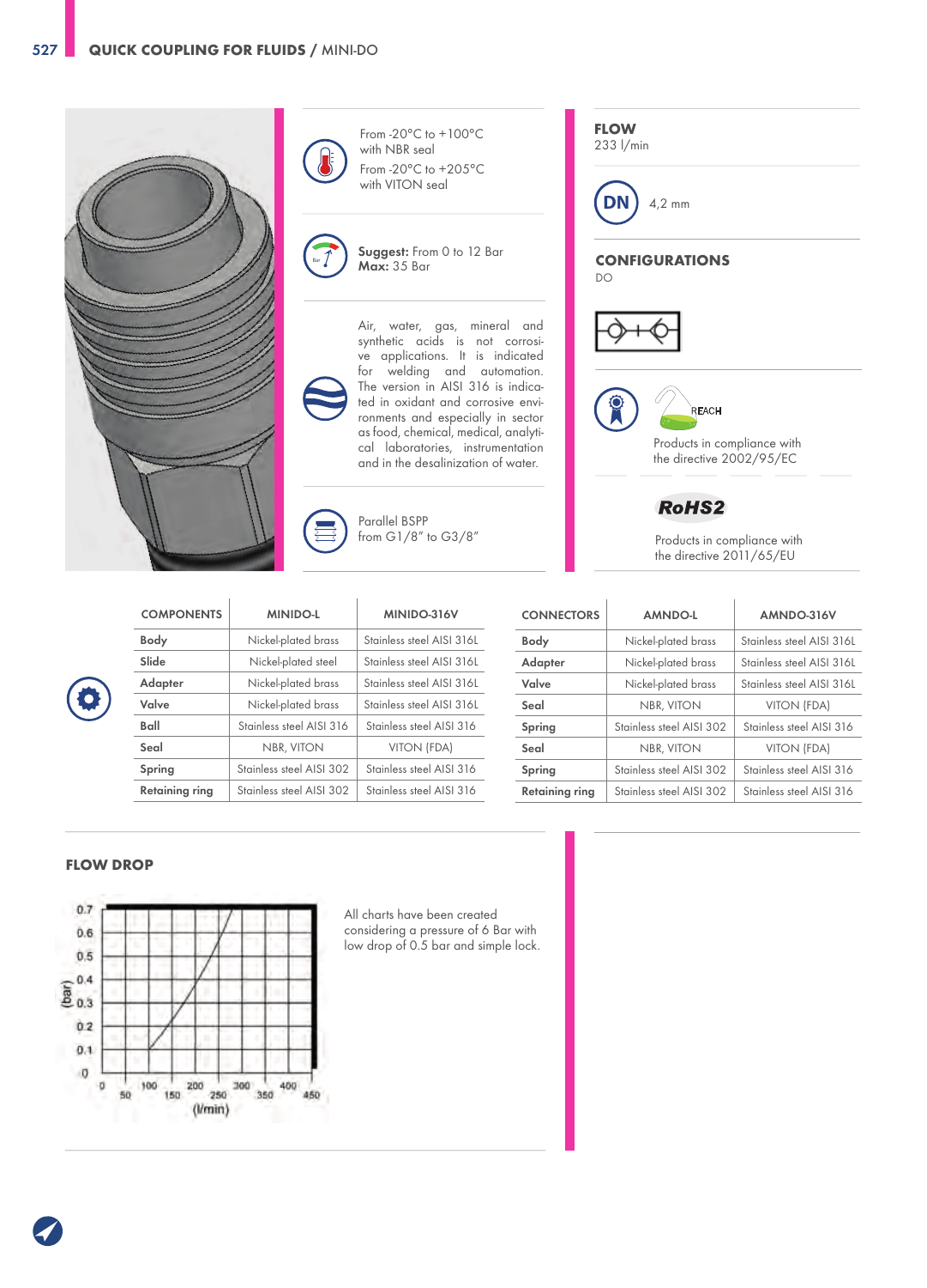## QUICK COUPLING FOR FLUIDS / MINI-DO

From -20°C to +100°C with NBR seal

From -20°C to +205°C with VITON seal

**Suggest:** From 0 to 12 Bar
**Max:** 35 Bar

Air, water, gas, mineral and synthetic acids is not corrosive applications. It is indicated for welding and automation. The version in AISI 316 is indicated in oxidant and corrosive environments and especially in sector as food, chemical, medical, analytical laboratories, instrumentation and in the desalinization of water.

Parallel BSPP from G1/8" to G3/8"

### FLOW
233 l/min

DN 4,2 mm

### CONFIGURATIONS
DO

REACH

Products in compliance with the directive 2002/95/EC

RoHS2

Products in compliance with the directive 2011/65/EU

| COMPONENTS | MINIDO-L | MINIDO-316V |
|---|---|---|
| **Body** | Nickel-plated brass | Stainless steel AISI 316L |
| **Slide** | Nickel-plated steel | Stainless steel AISI 316L |
| **Adapter** | Nickel-plated brass | Stainless steel AISI 316L |
| **Valve** | Nickel-plated brass | Stainless steel AISI 316L |
| **Ball** | Stainless steel AISI 316 | Stainless steel AISI 316 |
| **Seal** | NBR, VITON | VITON (FDA) |
| **Spring** | Stainless steel AISI 302 | Stainless steel AISI 316 |
| **Retaining ring** | Stainless steel AISI 302 | Stainless steel AISI 316 |

| CONNECTORS | AMNDO-L | AMNDO-316V |
|---|---|---|
| **Body** | Nickel-plated brass | Stainless steel AISI 316L |
| **Adapter** | Nickel-plated brass | Stainless steel AISI 316L |
| **Valve** | Nickel-plated brass | Stainless steel AISI 316L |
| **Seal** | NBR, VITON | VITON (FDA) |
| **Spring** | Stainless steel AISI 302 | Stainless steel AISI 316 |
| **Seal** | NBR, VITON | VITON (FDA) |
| **Spring** | Stainless steel AISI 302 | Stainless steel AISI 316 |
| **Retaining ring** | Stainless steel AISI 302 | Stainless steel AISI 316 |

### FLOW DROP

(bar): 0, 0.1, 0.2, 0.3, 0.4, 0.5, 0.6, 0.7
(l/min): 0, 50, 100, 150, 200, 250, 300, 350, 400, 450

All charts have been created considering a pressure of 6 Bar with low drop of 0.5 bar and simple lock.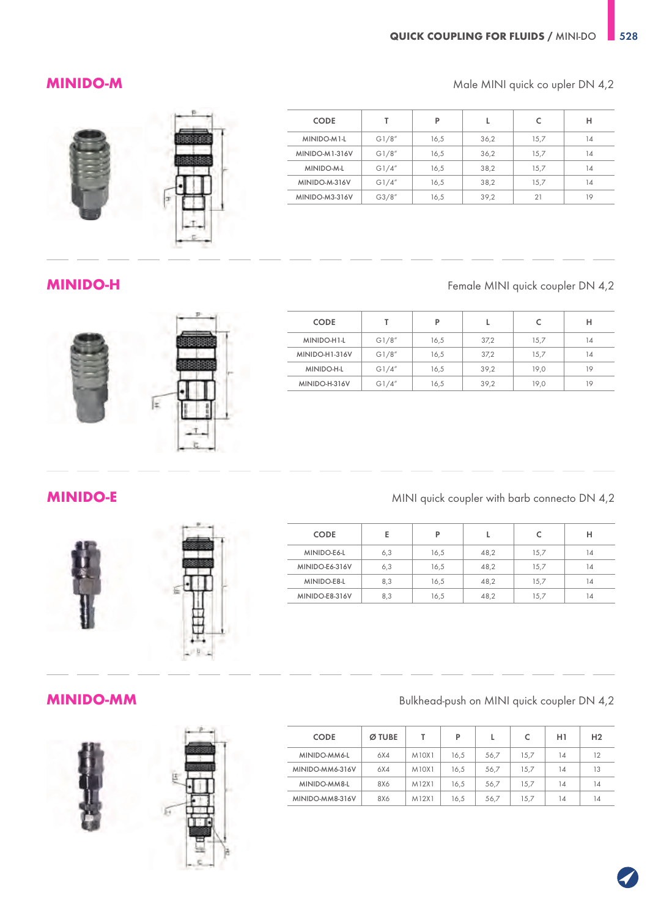## MINIDO-M

Male MINI quick co upler DN 4,2

| CODE | T | P | L | C | H |
|---|---|---|---|---|---|
| MINIDO-M1-L | G1/8" | 16,5 | 36,2 | 15,7 | 14 |
| MINIDO-M1-316V | G1/8" | 16,5 | 36,2 | 15,7 | 14 |
| MINIDO-M-L | G1/4" | 16,5 | 38,2 | 15,7 | 14 |
| MINIDO-M-316V | G1/4" | 16,5 | 38,2 | 15,7 | 14 |
| MINIDO-M3-316V | G3/8" | 16,5 | 39,2 | 21 | 19 |

## MINIDO-H

Female MINI quick coupler DN 4,2

| CODE | T | P | L | C | H |
|---|---|---|---|---|---|
| MINIDO-H1-L | G1/8" | 16,5 | 37,2 | 15,7 | 14 |
| MINIDO-H1-316V | G1/8" | 16,5 | 37,2 | 15,7 | 14 |
| MINIDO-H-L | G1/4" | 16,5 | 39,2 | 19,0 | 19 |
| MINIDO-H-316V | G1/4" | 16,5 | 39,2 | 19,0 | 19 |

## MINIDO-E

MINI quick coupler with barb connecto DN 4,2

| CODE | E | P | L | C | H |
|---|---|---|---|---|---|
| MINIDO-E6-L | 6,3 | 16,5 | 48,2 | 15,7 | 14 |
| MINIDO-E6-316V | 6,3 | 16,5 | 48,2 | 15,7 | 14 |
| MINIDO-E8-L | 8,3 | 16,5 | 48,2 | 15,7 | 14 |
| MINIDO-E8-316V | 8,3 | 16,5 | 48,2 | 15,7 | 14 |

## MINIDO-MM

Bulkhead-push on MINI quick coupler DN 4,2

| CODE | Ø TUBE | T | P | L | C | H1 | H2 |
|---|---|---|---|---|---|---|---|
| MINIDO-MM6-L | 6X4 | M10X1 | 16,5 | 56,7 | 15,7 | 14 | 12 |
| MINIDO-MM6-316V | 6X4 | M10X1 | 16,5 | 56,7 | 15,7 | 14 | 13 |
| MINIDO-MM8-L | 8X6 | M12X1 | 16,5 | 56,7 | 15,7 | 14 | 14 |
| MINIDO-MM8-316V | 8X6 | M12X1 | 16,5 | 56,7 | 15,7 | 14 | 14 |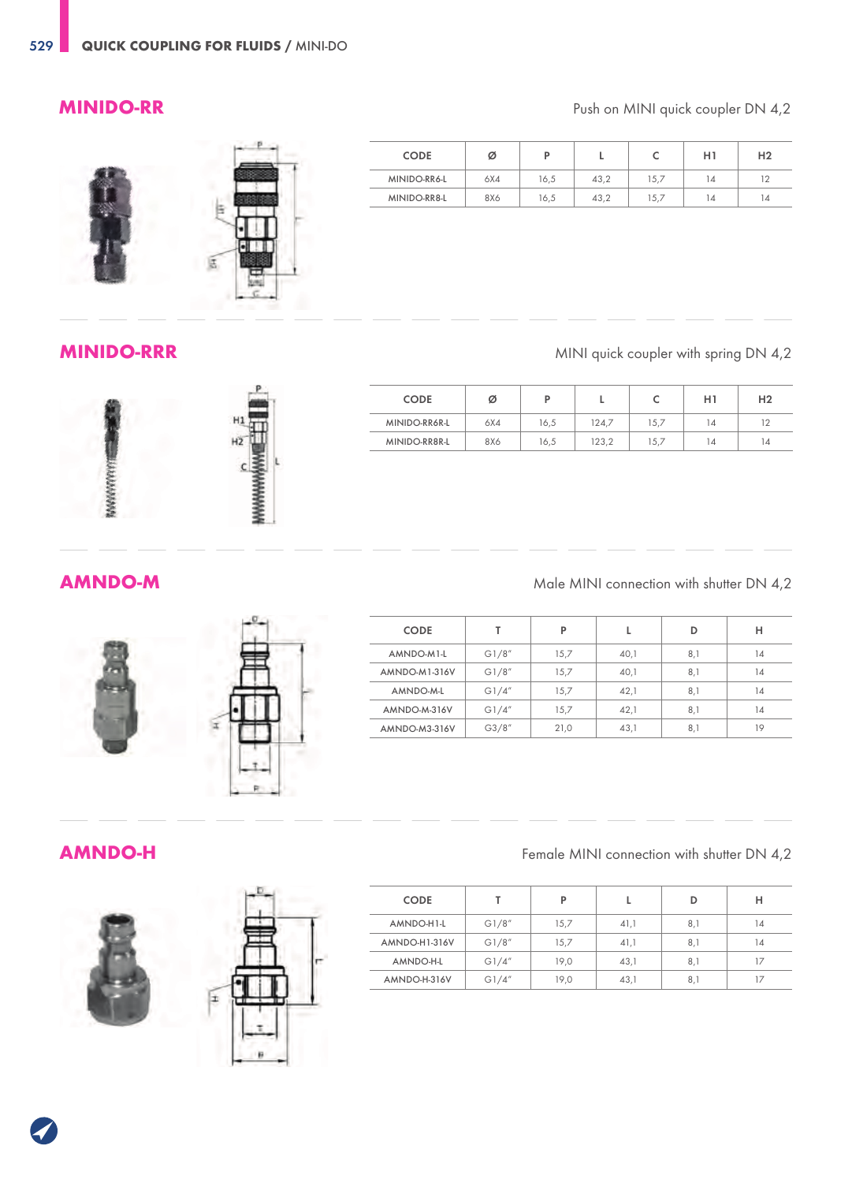## MINIDO-RR

Push on MINI quick coupler DN 4,2

| CODE | Ø | P | L | C | H1 | H2 |
|---|---|---|---|---|---|---|
| MINIDO-RR6-L | 6X4 | 16,5 | 43,2 | 15,7 | 14 | 12 |
| MINIDO-RR8-L | 8X6 | 16,5 | 43,2 | 15,7 | 14 | 14 |

## MINIDO-RRR

MINI quick coupler with spring DN 4,2

| CODE | Ø | P | L | C | H1 | H2 |
|---|---|---|---|---|---|---|
| MINIDO-RR6R-L | 6X4 | 16,5 | 124,7 | 15,7 | 14 | 12 |
| MINIDO-RR8R-L | 8X6 | 16,5 | 123,2 | 15,7 | 14 | 14 |

## AMNDO-M

Male MINI connection with shutter DN 4,2

| CODE | T | P | L | D | H |
|---|---|---|---|---|---|
| AMNDO-M1-L | G1/8" | 15,7 | 40,1 | 8,1 | 14 |
| AMNDO-M1-316V | G1/8" | 15,7 | 40,1 | 8,1 | 14 |
| AMNDO-M-L | G1/4" | 15,7 | 42,1 | 8,1 | 14 |
| AMNDO-M-316V | G1/4" | 15,7 | 42,1 | 8,1 | 14 |
| AMNDO-M3-316V | G3/8" | 21,0 | 43,1 | 8,1 | 19 |

## AMNDO-H

Female MINI connection with shutter DN 4,2

| CODE | T | P | L | D | H |
|---|---|---|---|---|---|
| AMNDO-H1-L | G1/8" | 15,7 | 41,1 | 8,1 | 14 |
| AMNDO-H1-316V | G1/8" | 15,7 | 41,1 | 8,1 | 14 |
| AMNDO-H-L | G1/4" | 19,0 | 43,1 | 8,1 | 17 |
| AMNDO-H-316V | G1/4" | 19,0 | 43,1 | 8,1 | 17 |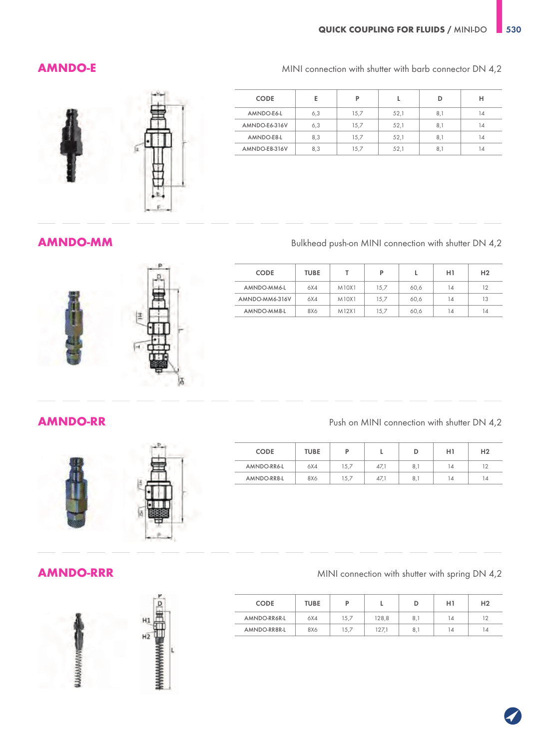## AMNDO-E

MINI connection with shutter with barb connector DN 4,2

| CODE | E | P | L | D | H |
|---|---|---|---|---|---|
| AMNDO-E6-L | 6,3 | 15,7 | 52,1 | 8,1 | 14 |
| AMNDO-E6-316V | 6,3 | 15,7 | 52,1 | 8,1 | 14 |
| AMNDO-E8-L | 8,3 | 15,7 | 52,1 | 8,1 | 14 |
| AMNDO-E8-316V | 8,3 | 15,7 | 52,1 | 8,1 | 14 |

## AMNDO-MM

Bulkhead push-on MINI connection with shutter DN 4,2

| CODE | TUBE | T | P | L | H1 | H2 |
|---|---|---|---|---|---|---|
| AMNDO-MM6-L | 6X4 | M10X1 | 15,7 | 60,6 | 14 | 12 |
| AMNDO-MM6-316V | 6X4 | M10X1 | 15,7 | 60,6 | 14 | 13 |
| AMNDO-MM8-L | 8X6 | M12X1 | 15,7 | 60,6 | 14 | 14 |

## AMNDO-RR

Push on MINI connection with shutter DN 4,2

| CODE | TUBE | P | L | D | H1 | H2 |
|---|---|---|---|---|---|---|
| AMNDO-RR6-L | 6X4 | 15,7 | 47,1 | 8,1 | 14 | 12 |
| AMNDO-RR8-L | 8X6 | 15,7 | 47,1 | 8,1 | 14 | 14 |

## AMNDO-RRR

MINI connection with shutter with spring DN 4,2

| CODE | TUBE | P | L | D | H1 | H2 |
|---|---|---|---|---|---|---|
| AMNDO-RR6R-L | 6X4 | 15,7 | 128,8 | 8,1 | 14 | 12 |
| AMNDO-RR8R-L | 8X6 | 15,7 | 127,1 | 8,1 | 14 | 14 |